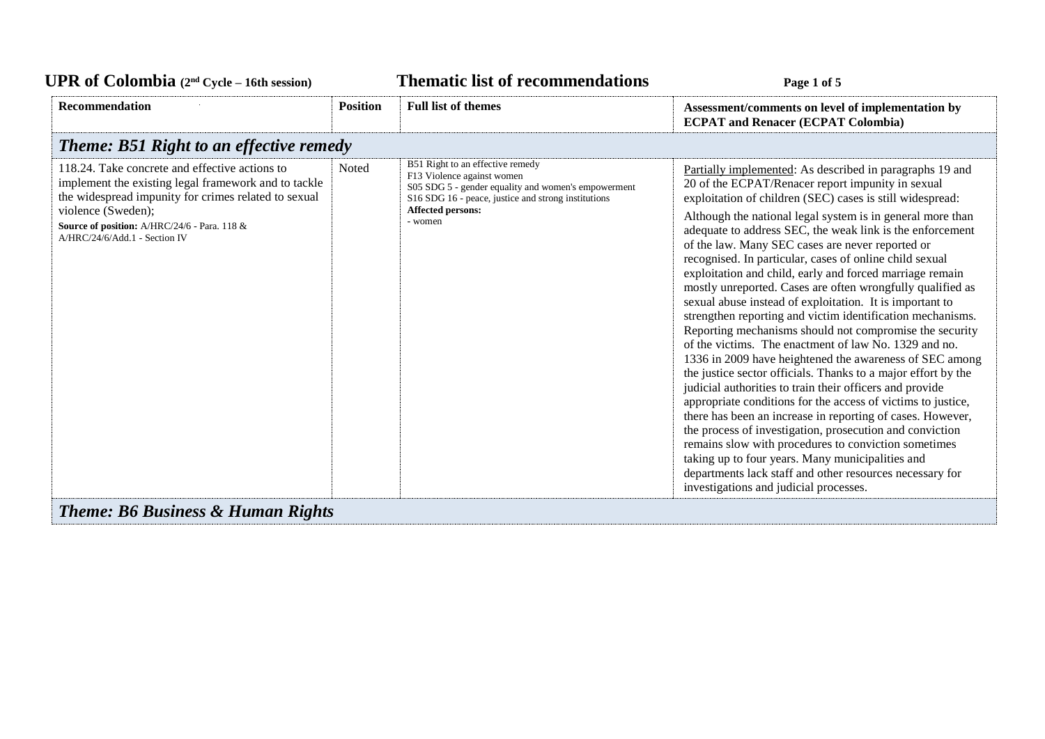# UPR of Colombia (2nd Cycle – 16th session) — Thematic list of recommendations

| Recommendation | Position | Full list of themes | Assessment/comments on level of implementation by ECPAT and Renacer (ECPAT Colombia) |
|---|---|---|---|
| ***Theme: B51 Right to an effective remedy*** | | | |
| 118.24. Take concrete and effective actions to implement the existing legal framework and to tackle the widespread impunity for crimes related to sexual violence (Sweden);<br>**Source of position:** A/HRC/24/6 - Para. 118 & A/HRC/24/6/Add.1 - Section IV | Noted | B51 Right to an effective remedy<br>F13 Violence against women<br>S05 SDG 5 - gender equality and women's empowerment<br>S16 SDG 16 - peace, justice and strong institutions<br>**Affected persons:**<br>- women | Partially implemented: As described in paragraphs 19 and 20 of the ECPAT/Renacer report impunity in sexual exploitation of children (SEC) cases is still widespread:<br>Although the national legal system is in general more than adequate to address SEC, the weak link is the enforcement of the law. Many SEC cases are never reported or recognised. In particular, cases of online child sexual exploitation and child, early and forced marriage remain mostly unreported. Cases are often wrongfully qualified as sexual abuse instead of exploitation. It is important to strengthen reporting and victim identification mechanisms. Reporting mechanisms should not compromise the security of the victims. The enactment of law No. 1329 and no. 1336 in 2009 have heightened the awareness of SEC among the justice sector officials. Thanks to a major effort by the judicial authorities to train their officers and provide appropriate conditions for the access of victims to justice, there has been an increase in reporting of cases. However, the process of investigation, prosecution and conviction remains slow with procedures to conviction sometimes taking up to four years. Many municipalities and departments lack staff and other resources necessary for investigations and judicial processes. |
| ***Theme: B6 Business & Human Rights*** | | | |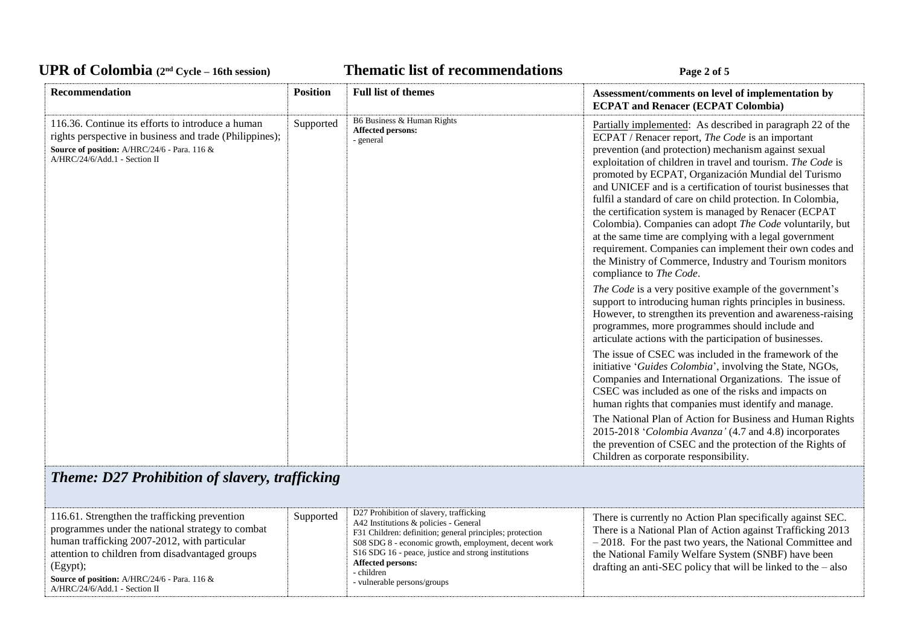| Recommendation | Position | Full list of themes | Assessment/comments on level of implementation by ECPAT and Renacer (ECPAT Colombia) |
|---|---|---|---|
| 116.36. Continue its efforts to introduce a human rights perspective in business and trade (Philippines);<br>**Source of position:** A/HRC/24/6 - Para. 116 & A/HRC/24/6/Add.1 - Section II | Supported | B6 Business & Human Rights<br>**Affected persons:**<br>- general | Partially implemented: As described in paragraph 22 of the ECPAT / Renacer report, *The Code* is an important prevention (and protection) mechanism against sexual exploitation of children in travel and tourism. *The Code* is promoted by ECPAT, Organización Mundial del Turismo and UNICEF and is a certification of tourist businesses that fulfil a standard of care on child protection. In Colombia, the certification system is managed by Renacer (ECPAT Colombia). Companies can adopt *The Code* voluntarily, but at the same time are complying with a legal government requirement. Companies can implement their own codes and the Ministry of Commerce, Industry and Tourism monitors compliance to *The Code*.<br>*The Code* is a very positive example of the government's support to introducing human rights principles in business. However, to strengthen its prevention and awareness-raising programmes, more programmes should include and articulate actions with the participation of businesses.<br>The issue of CSEC was included in the framework of the initiative '*Guides Colombia*', involving the State, NGOs, Companies and International Organizations. The issue of CSEC was included as one of the risks and impacts on human rights that companies must identify and manage.<br>The National Plan of Action for Business and Human Rights 2015-2018 '*Colombia Avanza'* (4.7 and 4.8) incorporates the prevention of CSEC and the protection of the Rights of Children as corporate responsibility. |
| ***Theme: D27 Prohibition of slavery, trafficking*** | | | |
| 116.61. Strengthen the trafficking prevention programmes under the national strategy to combat human trafficking 2007-2012, with particular attention to children from disadvantaged groups (Egypt);<br>**Source of position:** A/HRC/24/6 - Para. 116 & A/HRC/24/6/Add.1 - Section II | Supported | D27 Prohibition of slavery, trafficking<br>A42 Institutions & policies - General<br>F31 Children: definition; general principles; protection<br>S08 SDG 8 - economic growth, employment, decent work<br>S16 SDG 16 - peace, justice and strong institutions<br>**Affected persons:**<br>- children<br>- vulnerable persons/groups | There is currently no Action Plan specifically against SEC. There is a National Plan of Action against Trafficking 2013 – 2018. For the past two years, the National Committee and the National Family Welfare System (SNBF) have been drafting an anti-SEC policy that will be linked to the – also |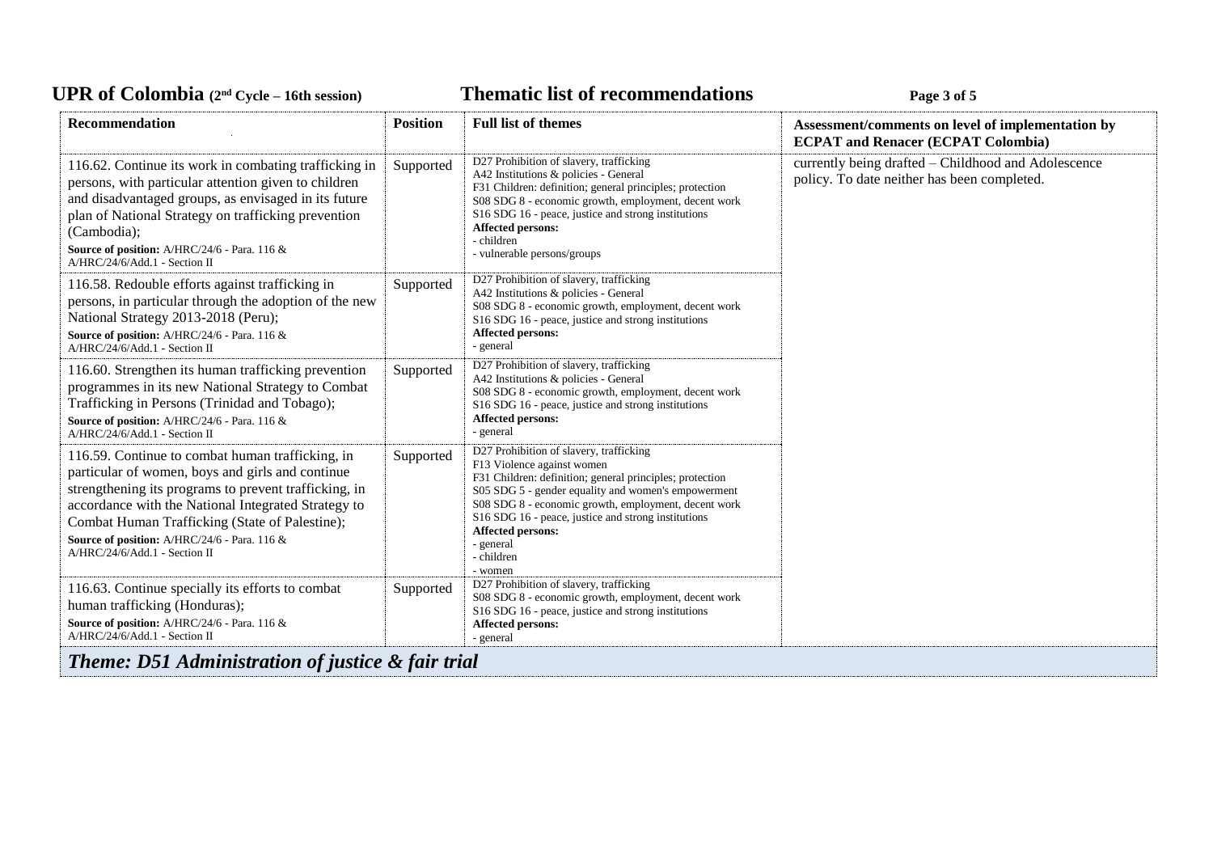| Recommendation | Position | Full list of themes | Assessment/comments on level of implementation by ECPAT and Renacer (ECPAT Colombia) |
|---|---|---|---|
| 116.62. Continue its work in combating trafficking in persons, with particular attention given to children and disadvantaged groups, as envisaged in its future plan of National Strategy on trafficking prevention (Cambodia);<br>**Source of position:** A/HRC/24/6 - Para. 116 & A/HRC/24/6/Add.1 - Section II | Supported | D27 Prohibition of slavery, trafficking<br>A42 Institutions & policies - General<br>F31 Children: definition; general principles; protection<br>S08 SDG 8 - economic growth, employment, decent work<br>S16 SDG 16 - peace, justice and strong institutions<br>**Affected persons:**<br>- children<br>- vulnerable persons/groups | currently being drafted – Childhood and Adolescence policy. To date neither has been completed. |
| 116.58. Redouble efforts against trafficking in persons, in particular through the adoption of the new National Strategy 2013-2018 (Peru);<br>**Source of position:** A/HRC/24/6 - Para. 116 & A/HRC/24/6/Add.1 - Section II | Supported | D27 Prohibition of slavery, trafficking<br>A42 Institutions & policies - General<br>S08 SDG 8 - economic growth, employment, decent work<br>S16 SDG 16 - peace, justice and strong institutions<br>**Affected persons:**<br>- general | |
| 116.60. Strengthen its human trafficking prevention programmes in its new National Strategy to Combat Trafficking in Persons (Trinidad and Tobago);<br>**Source of position:** A/HRC/24/6 - Para. 116 & A/HRC/24/6/Add.1 - Section II | Supported | D27 Prohibition of slavery, trafficking<br>A42 Institutions & policies - General<br>S08 SDG 8 - economic growth, employment, decent work<br>S16 SDG 16 - peace, justice and strong institutions<br>**Affected persons:**<br>- general | |
| 116.59. Continue to combat human trafficking, in particular of women, boys and girls and continue strengthening its programs to prevent trafficking, in accordance with the National Integrated Strategy to Combat Human Trafficking (State of Palestine);<br>**Source of position:** A/HRC/24/6 - Para. 116 & A/HRC/24/6/Add.1 - Section II | Supported | D27 Prohibition of slavery, trafficking<br>F13 Violence against women<br>F31 Children: definition; general principles; protection<br>S05 SDG 5 - gender equality and women's empowerment<br>S08 SDG 8 - economic growth, employment, decent work<br>S16 SDG 16 - peace, justice and strong institutions<br>**Affected persons:**<br>- general<br>- children<br>- women | |
| 116.63. Continue specially its efforts to combat human trafficking (Honduras);<br>**Source of position:** A/HRC/24/6 - Para. 116 & A/HRC/24/6/Add.1 - Section II | Supported | D27 Prohibition of slavery, trafficking<br>S08 SDG 8 - economic growth, employment, decent work<br>S16 SDG 16 - peace, justice and strong institutions<br>**Affected persons:**<br>- general | |

***Theme: D51 Administration of justice & fair trial***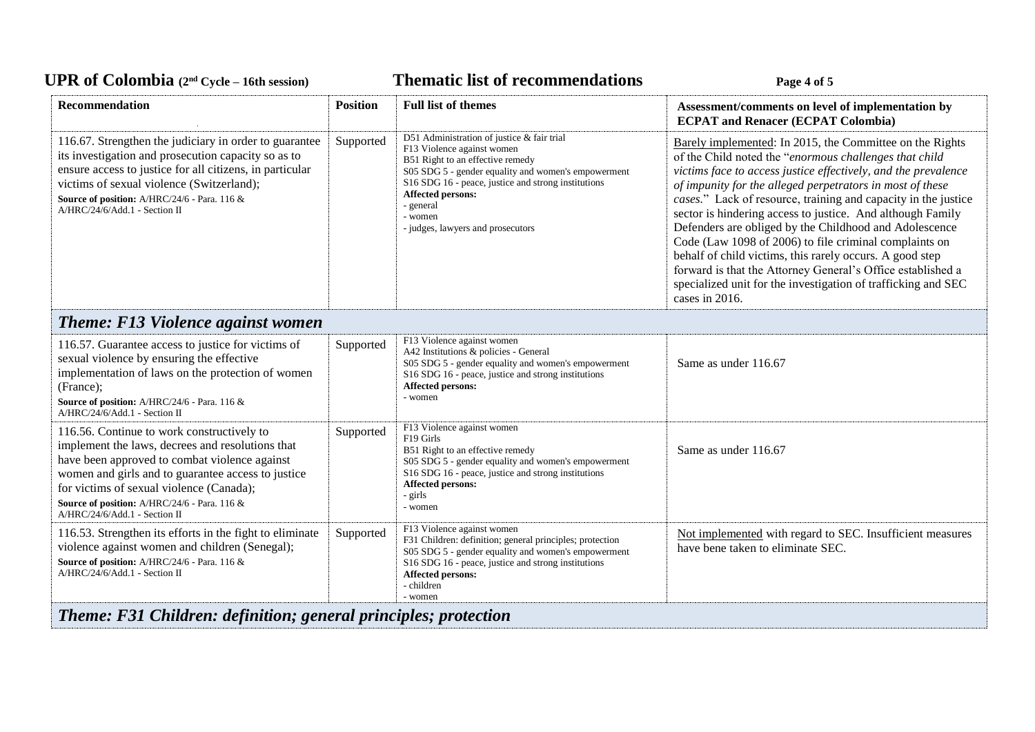| Recommendation | Position | Full list of themes | Assessment/comments on level of implementation by ECPAT and Renacer (ECPAT Colombia) |
|---|---|---|---|
| 116.67. Strengthen the judiciary in order to guarantee its investigation and prosecution capacity so as to ensure access to justice for all citizens, in particular victims of sexual violence (Switzerland); **Source of position:** A/HRC/24/6 - Para. 116 & A/HRC/24/6/Add.1 - Section II | Supported | D51 Administration of justice & fair trial<br>F13 Violence against women<br>B51 Right to an effective remedy<br>S05 SDG 5 - gender equality and women's empowerment<br>S16 SDG 16 - peace, justice and strong institutions<br>**Affected persons:**<br>- general<br>- women<br>- judges, lawyers and prosecutors | Barely implemented: In 2015, the Committee on the Rights of the Child noted the "*enormous challenges that child victims face to access justice effectively, and the prevalence of impunity for the alleged perpetrators in most of these cases.*" Lack of resource, training and capacity in the justice sector is hindering access to justice. And although Family Defenders are obliged by the Childhood and Adolescence Code (Law 1098 of 2006) to file criminal complaints on behalf of child victims, this rarely occurs. A good step forward is that the Attorney General's Office established a specialized unit for the investigation of trafficking and SEC cases in 2016. |
| ***Theme: F13 Violence against women*** | | | |
| 116.57. Guarantee access to justice for victims of sexual violence by ensuring the effective implementation of laws on the protection of women (France); **Source of position:** A/HRC/24/6 - Para. 116 & A/HRC/24/6/Add.1 - Section II | Supported | F13 Violence against women<br>A42 Institutions & policies - General<br>S05 SDG 5 - gender equality and women's empowerment<br>S16 SDG 16 - peace, justice and strong institutions<br>**Affected persons:**<br>- women | Same as under 116.67 |
| 116.56. Continue to work constructively to implement the laws, decrees and resolutions that have been approved to combat violence against women and girls and to guarantee access to justice for victims of sexual violence (Canada); **Source of position:** A/HRC/24/6 - Para. 116 & A/HRC/24/6/Add.1 - Section II | Supported | F13 Violence against women<br>F19 Girls<br>B51 Right to an effective remedy<br>S05 SDG 5 - gender equality and women's empowerment<br>S16 SDG 16 - peace, justice and strong institutions<br>**Affected persons:**<br>- girls<br>- women | Same as under 116.67 |
| 116.53. Strengthen its efforts in the fight to eliminate violence against women and children (Senegal); **Source of position:** A/HRC/24/6 - Para. 116 & A/HRC/24/6/Add.1 - Section II | Supported | F13 Violence against women<br>F31 Children: definition; general principles; protection<br>S05 SDG 5 - gender equality and women's empowerment<br>S16 SDG 16 - peace, justice and strong institutions<br>**Affected persons:**<br>- children<br>- women | Not implemented with regard to SEC. Insufficient measures have bene taken to eliminate SEC. |
| ***Theme: F31 Children: definition; general principles; protection*** | | | |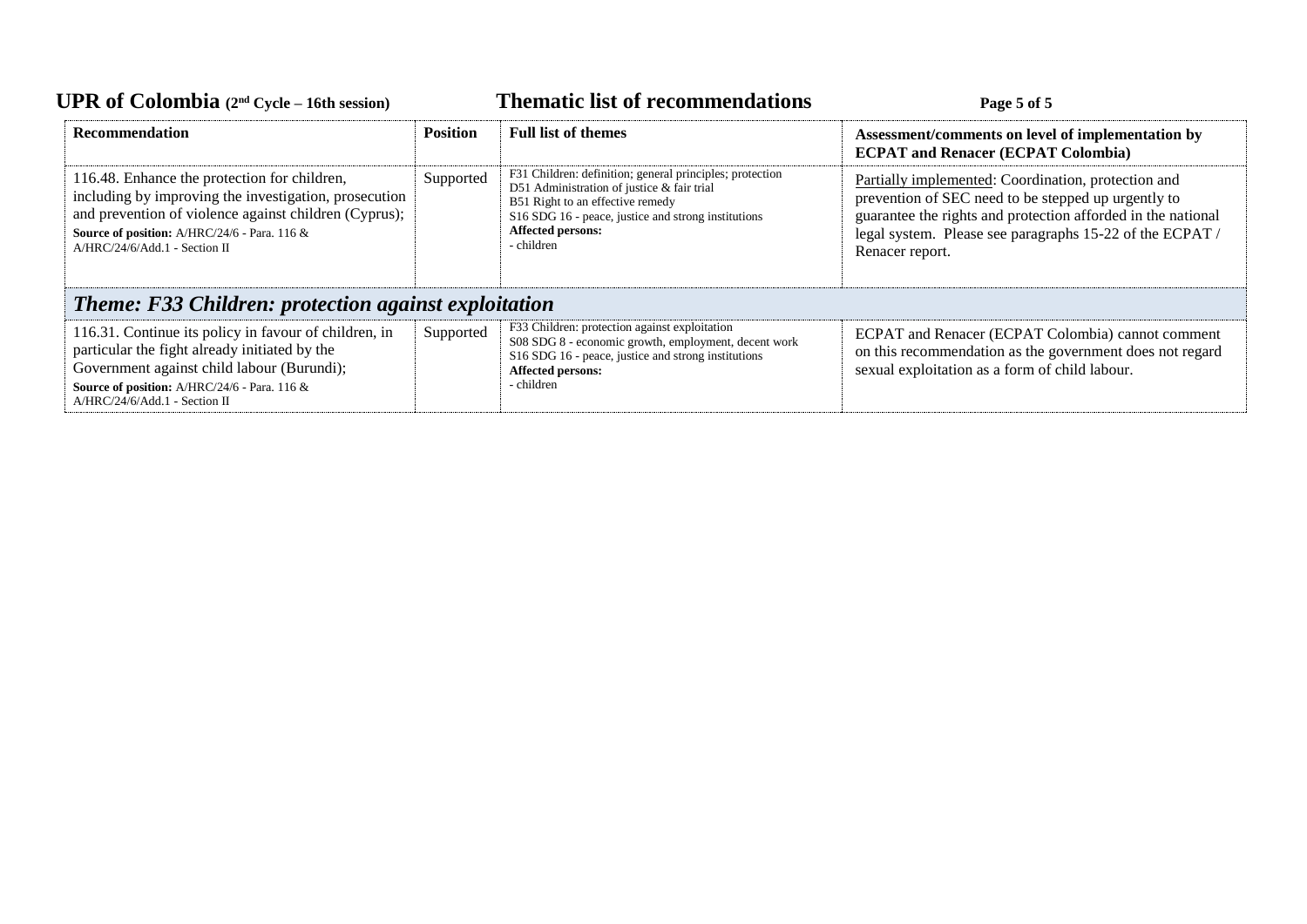| Recommendation | Position | Full list of themes | Assessment/comments on level of implementation by ECPAT and Renacer (ECPAT Colombia) |
|---|---|---|---|
| 116.48. Enhance the protection for children, including by improving the investigation, prosecution and prevention of violence against children (Cyprus);<br>**Source of position:** A/HRC/24/6 - Para. 116 & A/HRC/24/6/Add.1 - Section II | Supported | F31 Children: definition; general principles; protection<br>D51 Administration of justice & fair trial<br>B51 Right to an effective remedy<br>S16 SDG 16 - peace, justice and strong institutions<br>**Affected persons:**<br>- children | Partially implemented: Coordination, protection and prevention of SEC need to be stepped up urgently to guarantee the rights and protection afforded in the national legal system. Please see paragraphs 15-22 of the ECPAT / Renacer report. |
| ***Theme: F33 Children: protection against exploitation*** | | | |
| 116.31. Continue its policy in favour of children, in particular the fight already initiated by the Government against child labour (Burundi);<br>**Source of position:** A/HRC/24/6 - Para. 116 & A/HRC/24/6/Add.1 - Section II | Supported | F33 Children: protection against exploitation<br>S08 SDG 8 - economic growth, employment, decent work<br>S16 SDG 16 - peace, justice and strong institutions<br>**Affected persons:**<br>- children | ECPAT and Renacer (ECPAT Colombia) cannot comment on this recommendation as the government does not regard sexual exploitation as a form of child labour. |